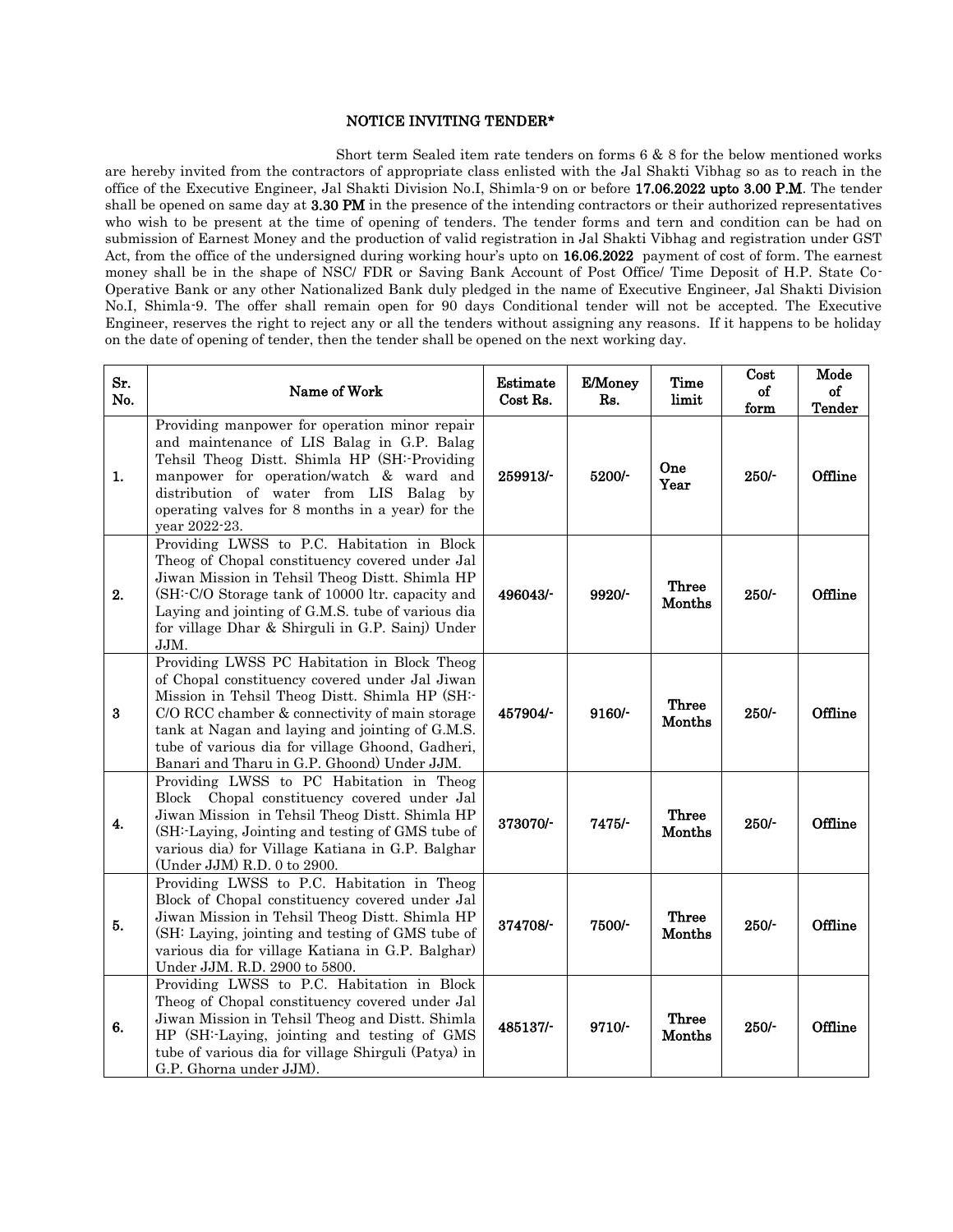## NOTICE INVITING TENDER*

Short term Sealed item rate tenders on forms 6 & 8 for the below mentioned works are hereby invited from the contractors of appropriate class enlisted with the Jal Shakti Vibhag so as to reach in the office of the Executive Engineer, Jal Shakti Division No.I, Shimla-9 on or before **17.06.2022 upto 3.00 P.M**. The tender shall be opened on same day at **3.30 PM** in the presence of the intending contractors or their authorized representatives who wish to be present at the time of opening of tenders. The tender forms and tern and condition can be had on submission of Earnest Money and the production of valid registration in Jal Shakti Vibhag and registration under GST Act, from the office of the undersigned during working hour's upto on **16.06.2022** payment of cost of form. The earnest money shall be in the shape of NSC/ FDR or Saving Bank Account of Post Office/ Time Deposit of H.P. State Co-Operative Bank or any other Nationalized Bank duly pledged in the name of Executive Engineer, Jal Shakti Division No.I, Shimla-9. The offer shall remain open for 90 days Conditional tender will not be accepted. The Executive Engineer, reserves the right to reject any or all the tenders without assigning any reasons. If it happens to be holiday on the date of opening of tender, then the tender shall be opened on the next working day.

| Sr. No. | Name of Work | Estimate Cost Rs. | E/Money Rs. | Time limit | Cost of form | Mode of Tender |
|---|---|---|---|---|---|---|
| 1. | Providing manpower for operation minor repair and maintenance of LIS Balag in G.P. Balag Tehsil Theog Distt. Shimla HP (SH:-Providing manpower for operation/watch & ward and distribution of water from LIS Balag by operating valves for 8 months in a year) for the year 2022-23. | 259913/- | 5200/- | One Year | 250/- | Offline |
| 2. | Providing LWSS to P.C. Habitation in Block Theog of Chopal constituency covered under Jal Jiwan Mission in Tehsil Theog Distt. Shimla HP (SH:-C/O Storage tank of 10000 ltr. capacity and Laying and jointing of G.M.S. tube of various dia for village Dhar & Shirguli in G.P. Sainj) Under JJM. | 496043/- | 9920/- | Three Months | 250/- | Offline |
| 3 | Providing LWSS PC Habitation in Block Theog of Chopal constituency covered under Jal Jiwan Mission in Tehsil Theog Distt. Shimla HP (SH:-C/O RCC chamber & connectivity of main storage tank at Nagan and laying and jointing of G.M.S. tube of various dia for village Ghoond, Gadheri, Banari and Tharu in G.P. Ghoond) Under JJM. | 457904/- | 9160/- | Three Months | 250/- | Offline |
| 4. | Providing LWSS to PC Habitation in Theog Block Chopal constituency covered under Jal Jiwan Mission in Tehsil Theog Distt. Shimla HP (SH:-Laying, Jointing and testing of GMS tube of various dia) for Village Katiana in G.P. Balghar (Under JJM) R.D. 0 to 2900. | 373070/- | 7475/- | Three Months | 250/- | Offline |
| 5. | Providing LWSS to P.C. Habitation in Theog Block of Chopal constituency covered under Jal Jiwan Mission in Tehsil Theog Distt. Shimla HP (SH: Laying, jointing and testing of GMS tube of various dia for village Katiana in G.P. Balghar) Under JJM. R.D. 2900 to 5800. | 374708/- | 7500/- | Three Months | 250/- | Offline |
| 6. | Providing LWSS to P.C. Habitation in Block Theog of Chopal constituency covered under Jal Jiwan Mission in Tehsil Theog and Distt. Shimla HP (SH:-Laying, jointing and testing of GMS tube of various dia for village Shirguli (Patya) in G.P. Ghorna under JJM). | 485137/- | 9710/- | Three Months | 250/- | Offline |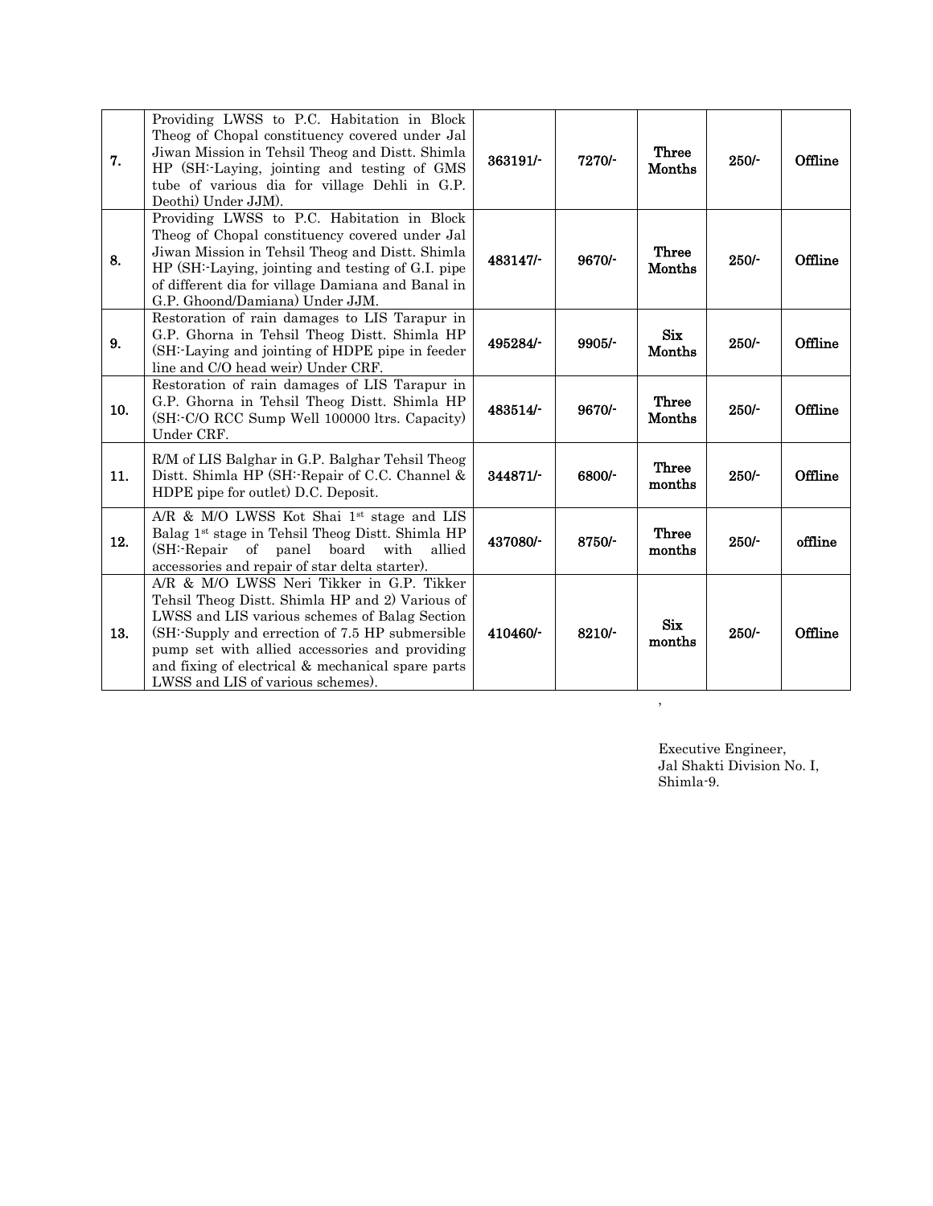| | | | | | | |
|---|---|---|---|---|---|---|
| 7. | Providing LWSS to P.C. Habitation in Block Theog of Chopal constituency covered under Jal Jiwan Mission in Tehsil Theog and Distt. Shimla HP (SH:-Laying, jointing and testing of GMS tube of various dia for village Dehli in G.P. Deothi) Under JJM). | 363191/- | 7270/- | **Three Months** | 250/- | Offline |
| 8. | Providing LWSS to P.C. Habitation in Block Theog of Chopal constituency covered under Jal Jiwan Mission in Tehsil Theog and Distt. Shimla HP (SH:-Laying, jointing and testing of G.I. pipe of different dia for village Damiana and Banal in G.P. Ghoond/Damiana) Under JJM. | 483147/- | 9670/- | **Three Months** | 250/- | Offline |
| 9. | Restoration of rain damages to LIS Tarapur in G.P. Ghorna in Tehsil Theog Distt. Shimla HP (SH:-Laying and jointing of HDPE pipe in feeder line and C/O head weir) Under CRF. | 495284/- | 9905/- | **Six Months** | 250/- | Offline |
| 10. | Restoration of rain damages of LIS Tarapur in G.P. Ghorna in Tehsil Theog Distt. Shimla HP (SH:-C/O RCC Sump Well 100000 ltrs. Capacity) Under CRF. | 483514/- | 9670/- | **Three Months** | 250/- | Offline |
| 11. | R/M of LIS Balghar in G.P. Balghar Tehsil Theog Distt. Shimla HP (SH:-Repair of C.C. Channel & HDPE pipe for outlet) D.C. Deposit. | 344871/- | 6800/- | Three months | 250/- | Offline |
| 12. | A/R & M/O LWSS Kot Shai 1st stage and LIS Balag 1st stage in Tehsil Theog Distt. Shimla HP (SH:-Repair of panel board with allied accessories and repair of star delta starter). | 437080/- | 8750/- | Three months | 250/- | offline |
| 13. | A/R & M/O LWSS Neri Tikker in G.P. Tikker Tehsil Theog Distt. Shimla HP and 2) Various of LWSS and LIS various schemes of Balag Section (SH:-Supply and errection of 7.5 HP submersible pump set with allied accessories and providing and fixing of electrical & mechanical spare parts LWSS and LIS of various schemes). | 410460/- | 8210/- | Six months | 250/- | Offline |

,

Executive Engineer,
Jal Shakti Division No. I,
Shimla-9.